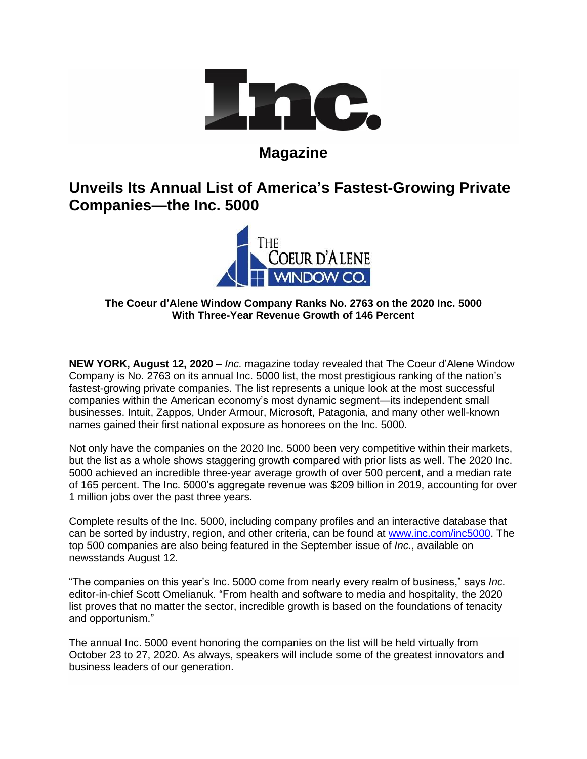# Inc. Magazine

## Unveils Its Annual List of America's Fastest-Growing Private Companies—the Inc. 5000

THE COEUR D'ALENE WINDOW CO.

**The Coeur d'Alene Window Company Ranks No. 2763 on the 2020 Inc. 5000**
**With Three-Year Revenue Growth of 146 Percent**

**NEW YORK, August 12, 2020** – *Inc.* magazine today revealed that The Coeur d'Alene Window Company is No. 2763 on its annual Inc. 5000 list, the most prestigious ranking of the nation's fastest-growing private companies. The list represents a unique look at the most successful companies within the American economy's most dynamic segment—its independent small businesses. Intuit, Zappos, Under Armour, Microsoft, Patagonia, and many other well-known names gained their first national exposure as honorees on the Inc. 5000.

Not only have the companies on the 2020 Inc. 5000 been very competitive within their markets, but the list as a whole shows staggering growth compared with prior lists as well. The 2020 Inc. 5000 achieved an incredible three-year average growth of over 500 percent, and a median rate of 165 percent. The Inc. 5000's aggregate revenue was $209 billion in 2019, accounting for over 1 million jobs over the past three years.

Complete results of the Inc. 5000, including company profiles and an interactive database that can be sorted by industry, region, and other criteria, can be found at [www.inc.com/inc5000](http://www.inc.com/inc5000). The top 500 companies are also being featured in the September issue of *Inc.*, available on newsstands August 12.

"The companies on this year's Inc. 5000 come from nearly every realm of business," says *Inc.* editor-in-chief Scott Omelianuk. "From health and software to media and hospitality, the 2020 list proves that no matter the sector, incredible growth is based on the foundations of tenacity and opportunism."

The annual Inc. 5000 event honoring the companies on the list will be held virtually from October 23 to 27, 2020. As always, speakers will include some of the greatest innovators and business leaders of our generation.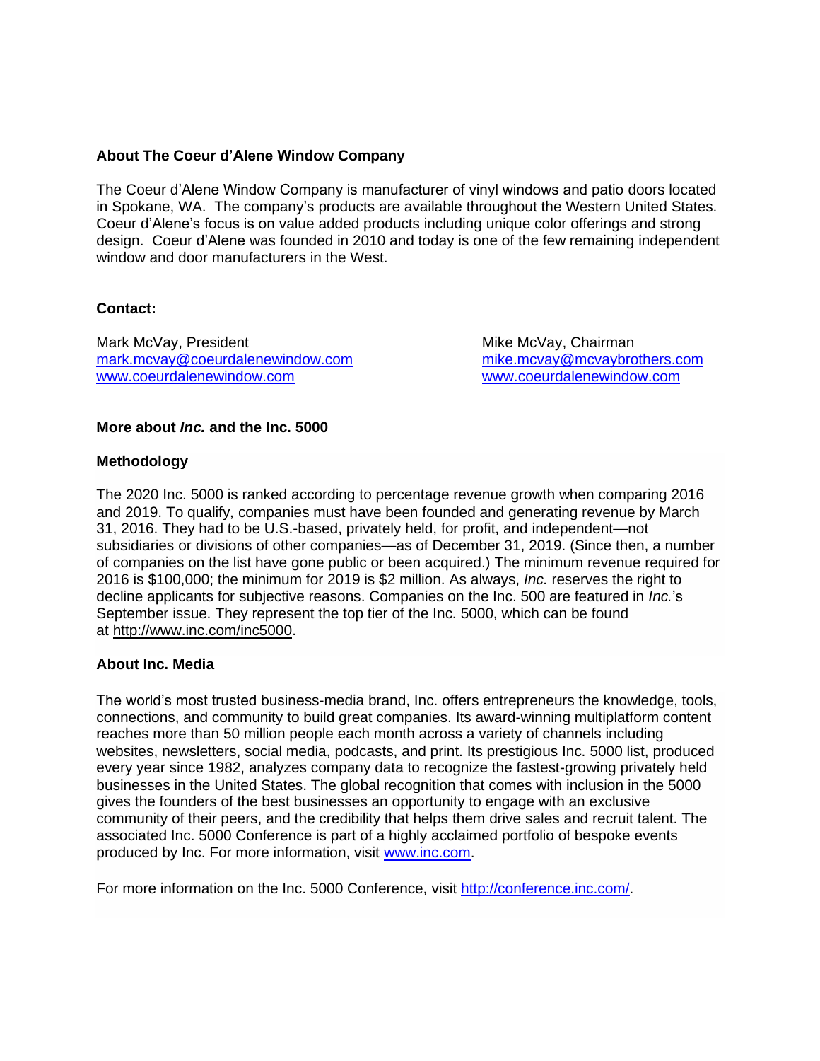**About The Coeur d'Alene Window Company**

The Coeur d'Alene Window Company is manufacturer of vinyl windows and patio doors located in Spokane, WA. The company's products are available throughout the Western United States. Coeur d'Alene's focus is on value added products including unique color offerings and strong design. Coeur d'Alene was founded in 2010 and today is one of the few remaining independent window and door manufacturers in the West.

**Contact:**

Mark McVay, President
mark.mcvay@coeurdalenewindow.com
www.coeurdalenewindow.com

Mike McVay, Chairman
mike.mcvay@mcvaybrothers.com
www.coeurdalenewindow.com

**More about *Inc.* and the Inc. 5000**

**Methodology**

The 2020 Inc. 5000 is ranked according to percentage revenue growth when comparing 2016 and 2019. To qualify, companies must have been founded and generating revenue by March 31, 2016. They had to be U.S.-based, privately held, for profit, and independent—not subsidiaries or divisions of other companies—as of December 31, 2019. (Since then, a number of companies on the list have gone public or been acquired.) The minimum revenue required for 2016 is $100,000; the minimum for 2019 is $2 million. As always, *Inc.* reserves the right to decline applicants for subjective reasons. Companies on the Inc. 500 are featured in *Inc.*'s September issue. They represent the top tier of the Inc. 5000, which can be found at http://www.inc.com/inc5000.

**About Inc. Media**

The world's most trusted business-media brand, Inc. offers entrepreneurs the knowledge, tools, connections, and community to build great companies. Its award-winning multiplatform content reaches more than 50 million people each month across a variety of channels including websites, newsletters, social media, podcasts, and print. Its prestigious Inc. 5000 list, produced every year since 1982, analyzes company data to recognize the fastest-growing privately held businesses in the United States. The global recognition that comes with inclusion in the 5000 gives the founders of the best businesses an opportunity to engage with an exclusive community of their peers, and the credibility that helps them drive sales and recruit talent. The associated Inc. 5000 Conference is part of a highly acclaimed portfolio of bespoke events produced by Inc. For more information, visit www.inc.com.

For more information on the Inc. 5000 Conference, visit http://conference.inc.com/.